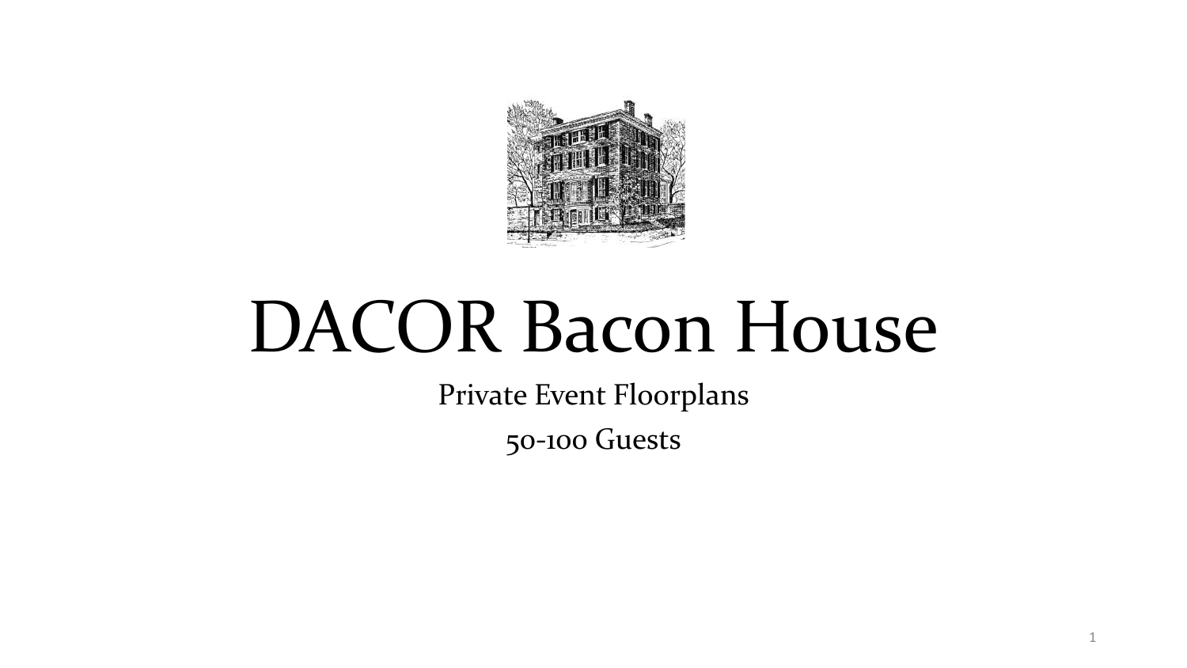# DACOR Bacon House

Private Event Floorplans

50-100 Guests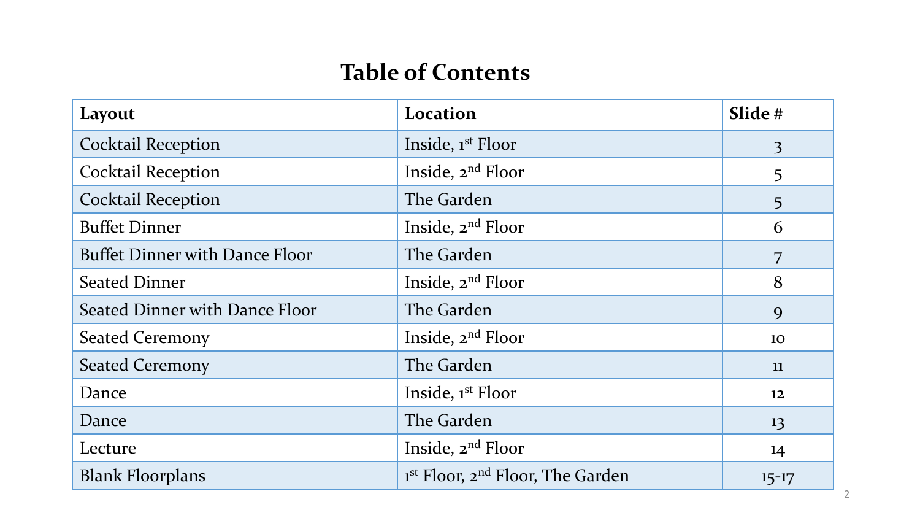# Table of Contents

| Layout | Location | Slide # |
|---|---|---|
| Cocktail Reception | Inside, 1st Floor | 3 |
| Cocktail Reception | Inside, 2nd Floor | 5 |
| Cocktail Reception | The Garden | 5 |
| Buffet Dinner | Inside, 2nd Floor | 6 |
| Buffet Dinner with Dance Floor | The Garden | 7 |
| Seated Dinner | Inside, 2nd Floor | 8 |
| Seated Dinner with Dance Floor | The Garden | 9 |
| Seated Ceremony | Inside, 2nd Floor | 10 |
| Seated Ceremony | The Garden | 11 |
| Dance | Inside, 1st Floor | 12 |
| Dance | The Garden | 13 |
| Lecture | Inside, 2nd Floor | 14 |
| Blank Floorplans | 1st Floor, 2nd Floor, The Garden | 15-17 |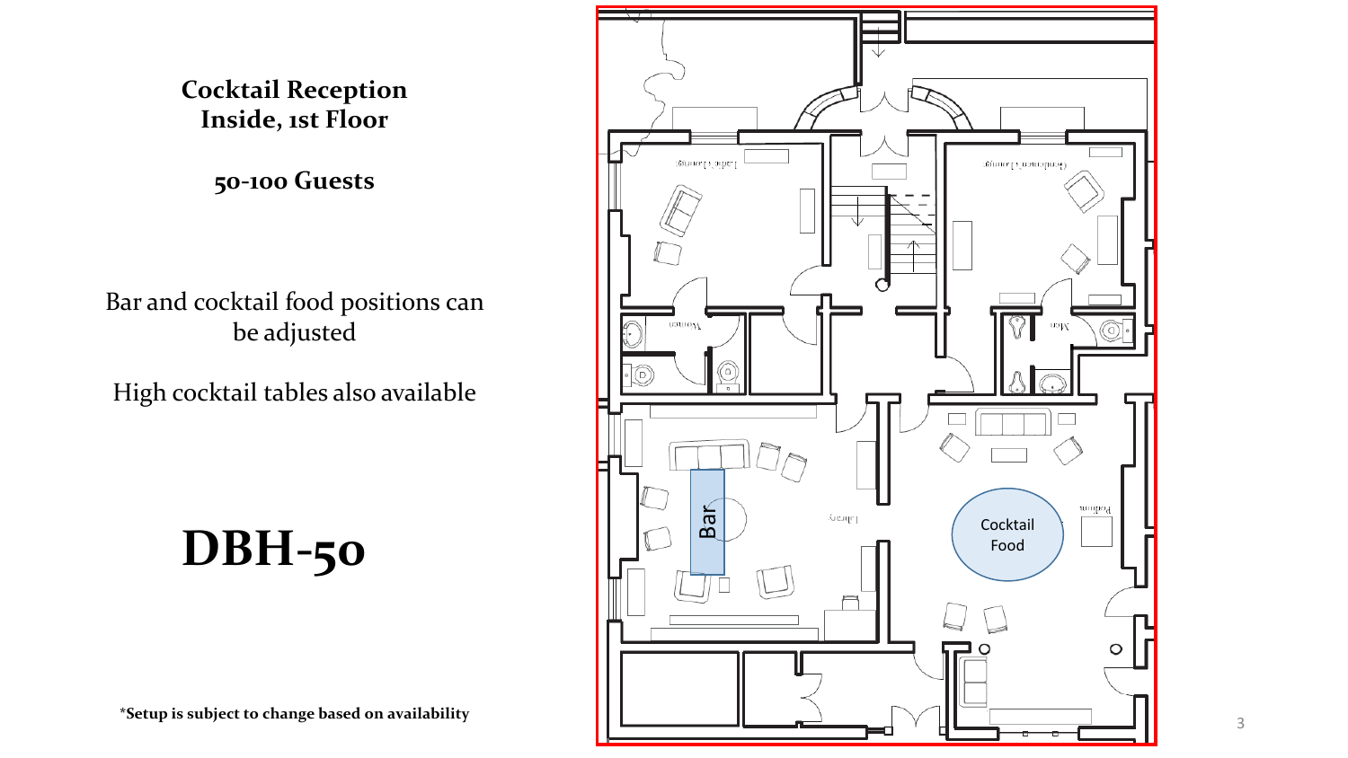**Cocktail Reception**
**Inside, 1st Floor**

**50-100 Guests**

Bar and cocktail food positions can be adjusted

High cocktail tables also available

# DBH-50

Bar

Cocktail Food

***Setup is subject to change based on availability**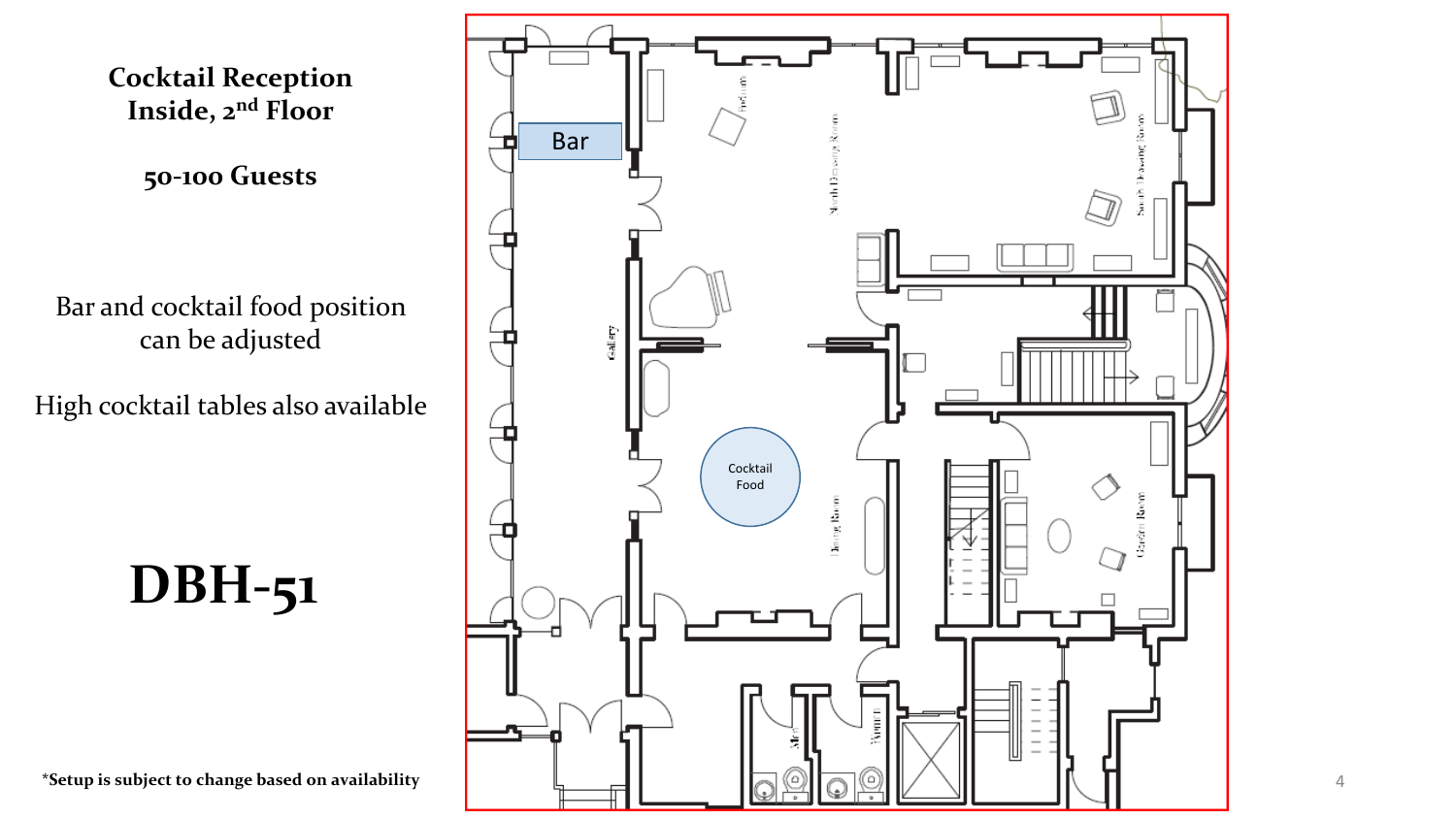# Cocktail Reception Inside, 2nd Floor

**50-100 Guests**

Bar and cocktail food position can be adjusted

High cocktail tables also available

# DBH-51

**\*Setup is subject to change based on availability**

Bar

Cocktail Food

Gallery

Dining Room

Garden Room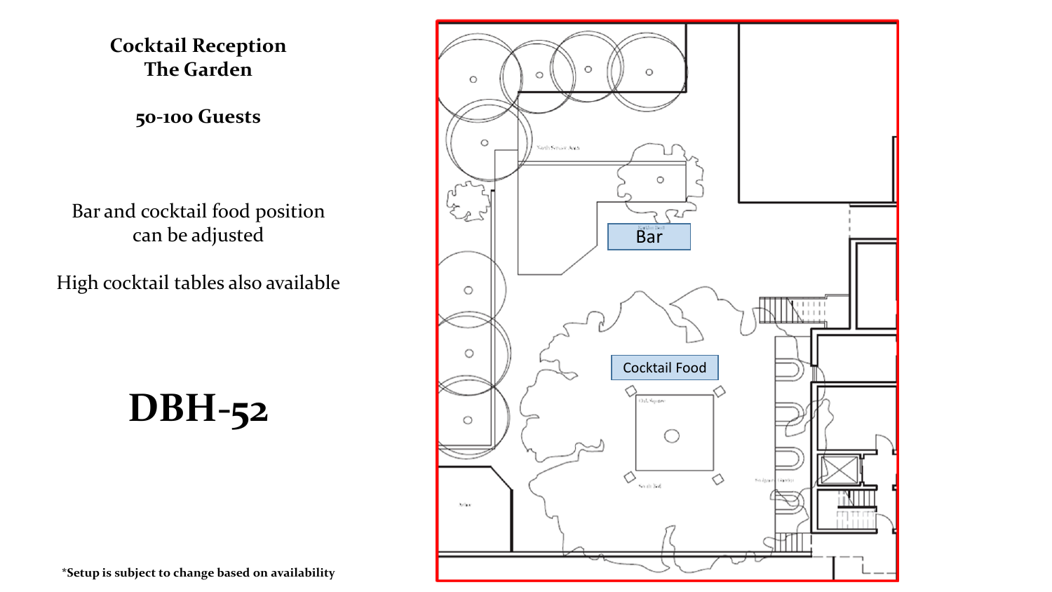# Cocktail Reception
# The Garden

**50-100 Guests**

Bar and cocktail food position can be adjusted

High cocktail tables also available

# DBH-52

Bar

Cocktail Food

***Setup is subject to change based on availability**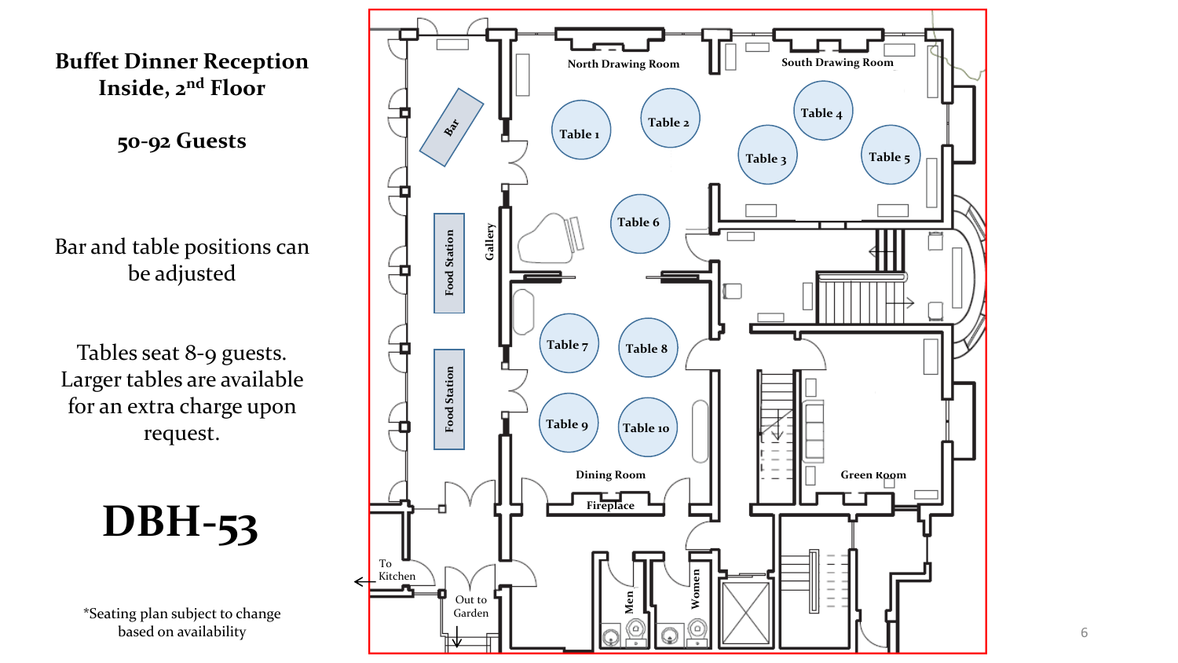# Buffet Dinner Reception
## Inside, 2nd Floor

**50-92 Guests**

Bar and table positions can be adjusted

Tables seat 8-9 guests. Larger tables are available for an extra charge upon request.

# DBH-53

*Seating plan subject to change based on availability

North Drawing Room

South Drawing Room

Bar

Food Station

Food Station

Gallery

Table 1

Table 2

Table 3

Table 4

Table 5

Table 6

Table 7

Table 8

Table 9

Table 10

Dining Room

Fireplace

Green Room

To Kitchen

Out to Garden

Men

Women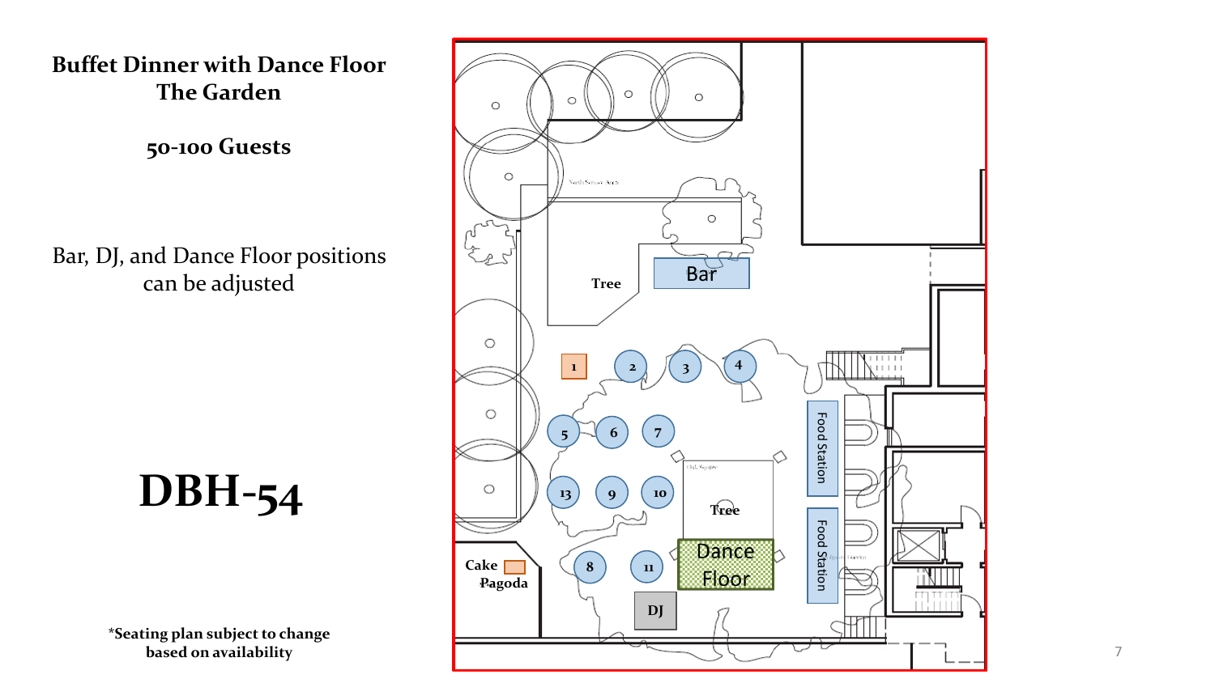# Buffet Dinner with Dance Floor
# The Garden

### 50-100 Guests

Bar, DJ, and Dance Floor positions can be adjusted

# DBH-54

**\*Seating plan subject to change based on availability**

Bar

Tree

1 2 3 4

5 6 7

13 9 10

8 11

Tree

Dance Floor

DJ

Cake

Pagoda

Food Station

Food Station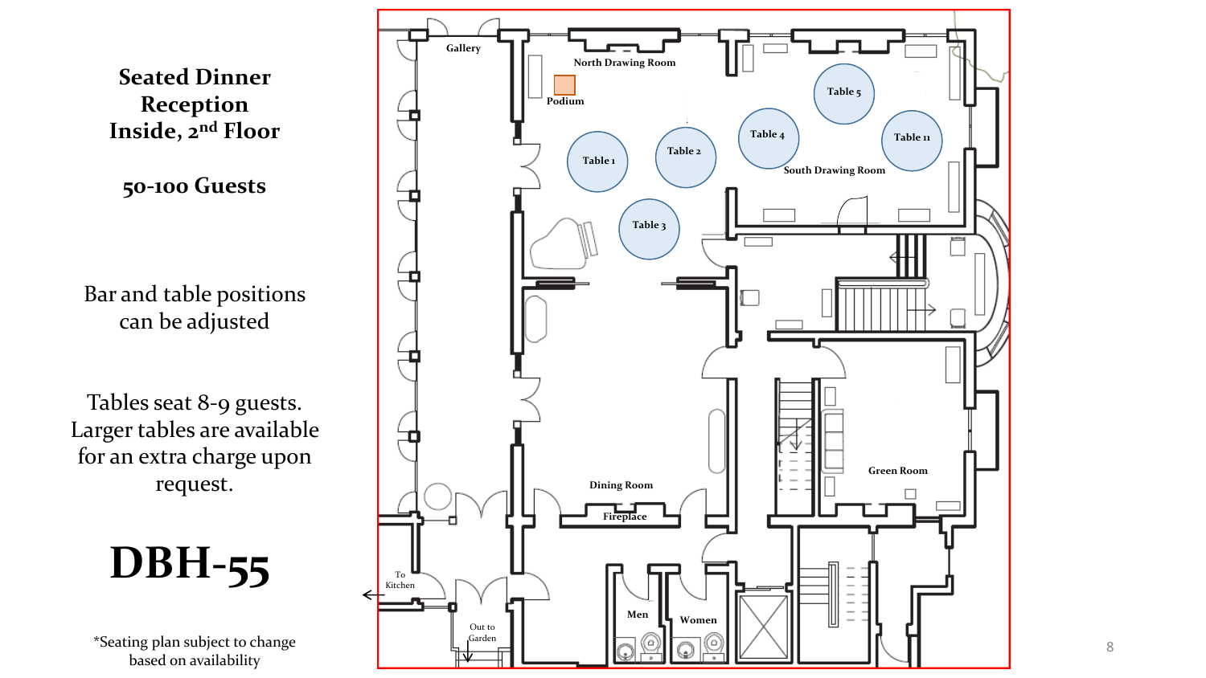# Seated Dinner Reception Inside, 2nd Floor

**50-100 Guests**

Bar and table positions can be adjusted

Tables seat 8-9 guests. Larger tables are available for an extra charge upon request.

# DBH-55

*Seating plan subject to change based on availability

Gallery

North Drawing Room

Podium

Table 1

Table 2

Table 3

Table 4

Table 5

Table 11

South Drawing Room

Dining Room

Fireplace

Green Room

Men

Women

To Kitchen

Out to Garden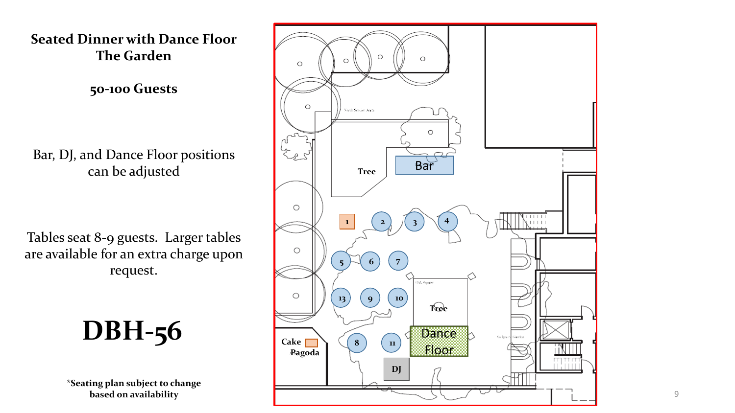# Seated Dinner with Dance Floor
# The Garden

**50-100 Guests**

Bar, DJ, and Dance Floor positions can be adjusted

Tables seat 8-9 guests. Larger tables are available for an extra charge upon request.

# DBH-56

***Seating plan subject to change based on availability**

Bar

Tree

1 2 3 4

5 6 7

13 9 10

Tree

Dance Floor

Cake

Pagoda

8 11

DJ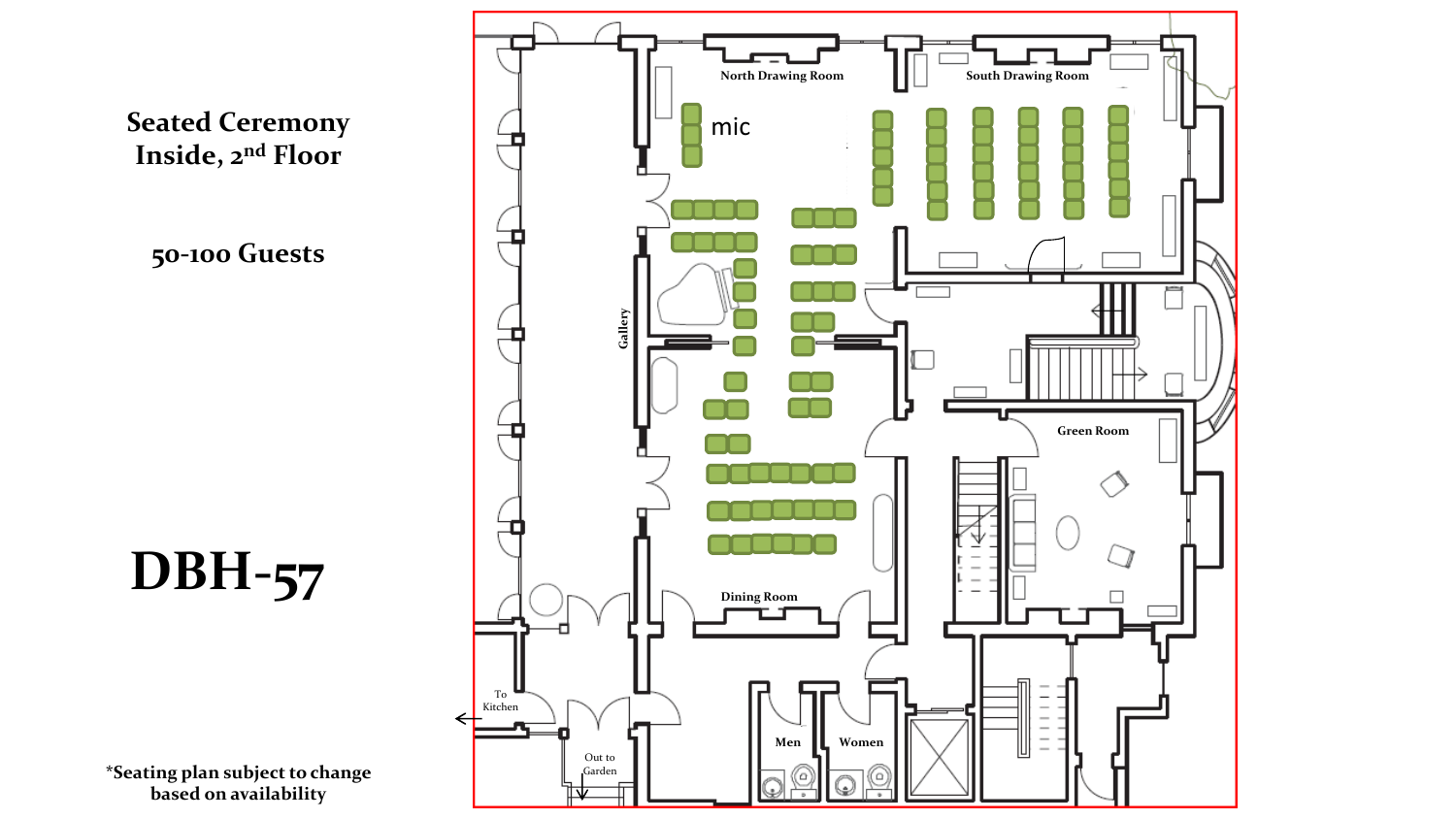# Seated Ceremony
## Inside, 2nd Floor

**50-100 Guests**

# DBH-57

North Drawing Room

South Drawing Room

mic

Gallery

Green Room

Dining Room

To Kitchen

Out to Garden

Men

Women

*Seating plan subject to change based on availability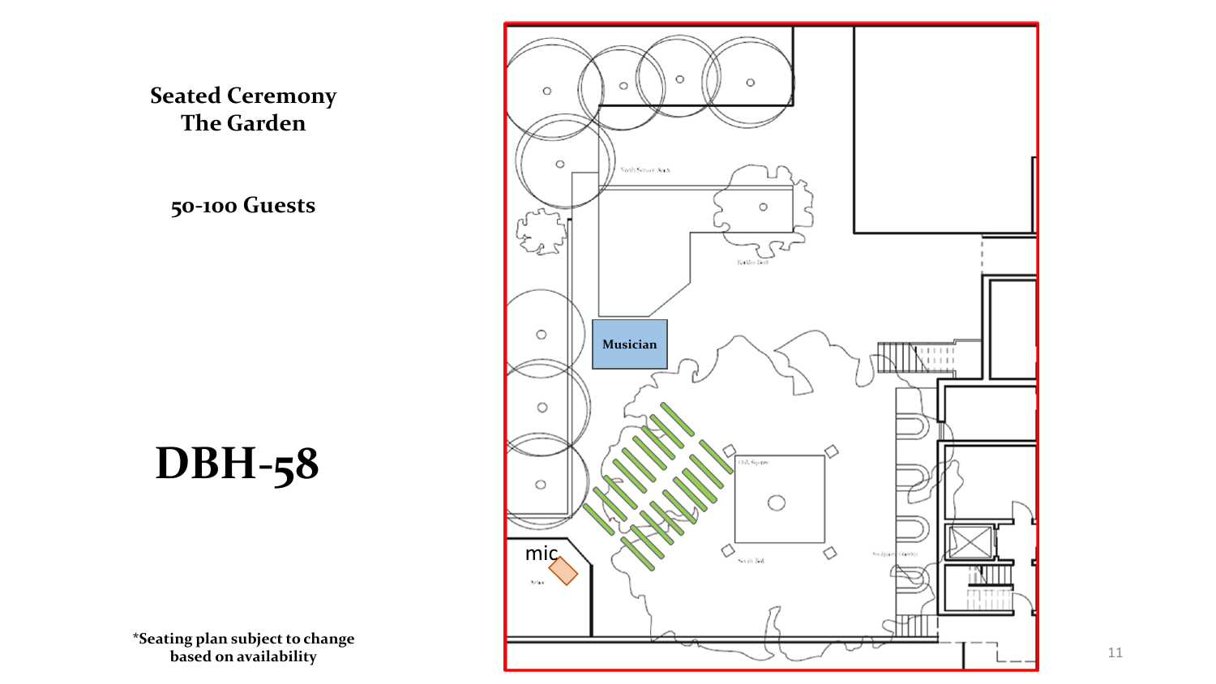**Seated Ceremony**
**The Garden**

**50-100 Guests**

# DBH-58

Musician

mic

*Seating plan subject to change based on availability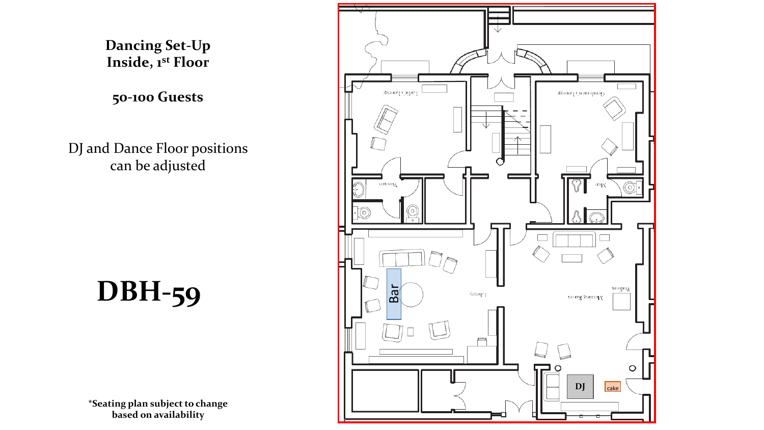**Dancing Set-Up**
**Inside, 1st Floor**

**50-100 Guests**

DJ and Dance Floor positions can be adjusted

# DBH-59

**\*Seating plan subject to change based on availability**

Bar

DJ

cake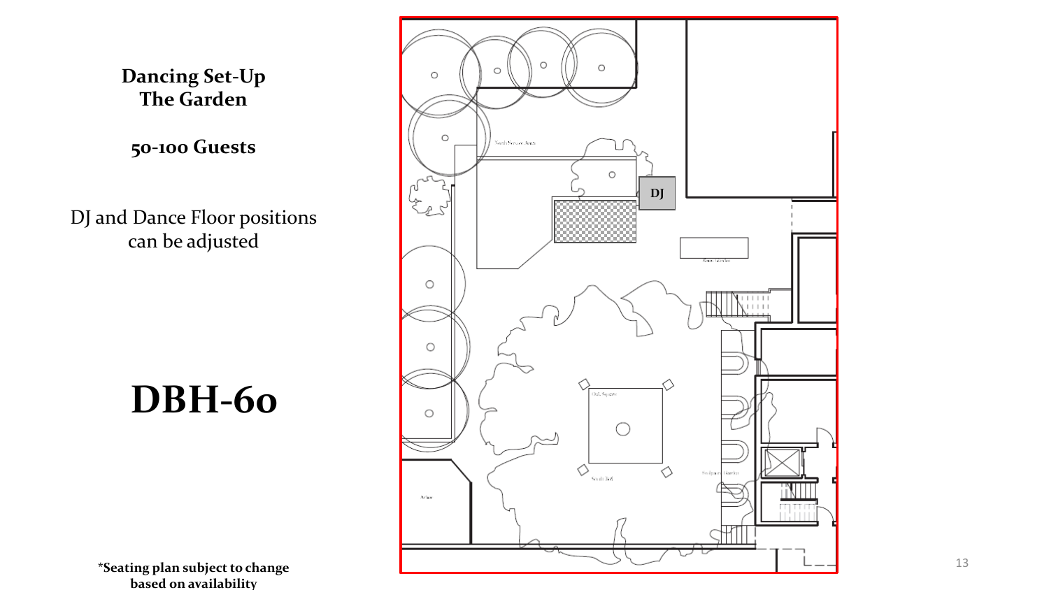**Dancing Set-Up**
**The Garden**

**50-100 Guests**

DJ and Dance Floor positions can be adjusted

# DBH-60

DJ

**\*Seating plan subject to change based on availability**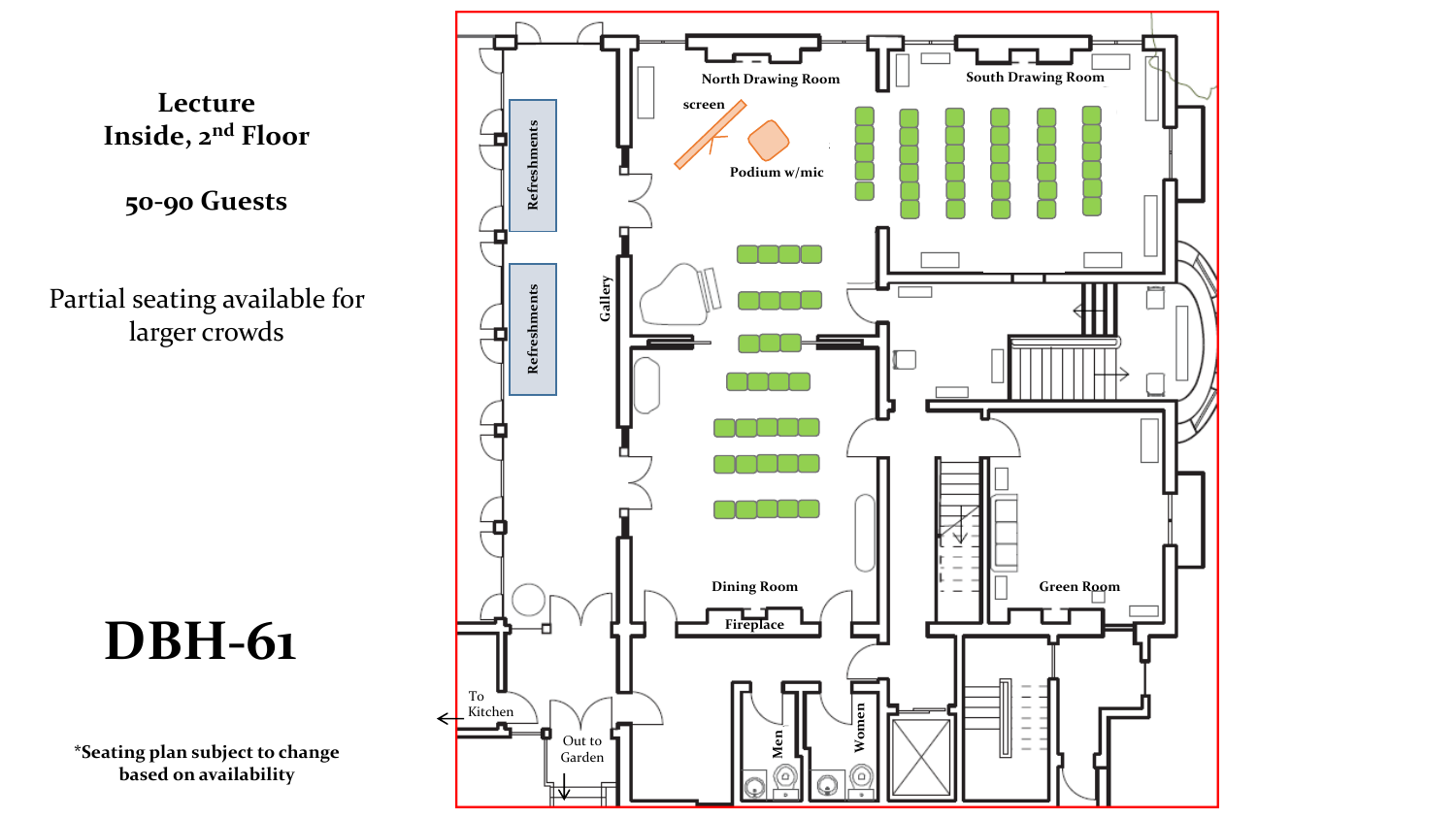# Lecture
# Inside, 2nd Floor

## 50-90 Guests

Partial seating available for larger crowds

# DBH-61

*Seating plan subject to change based on availability

North Drawing Room

South Drawing Room

screen

Podium w/mic

Refreshments

Refreshments

Gallery

Dining Room

Fireplace

Green Room

To Kitchen

Out to Garden

Men

Women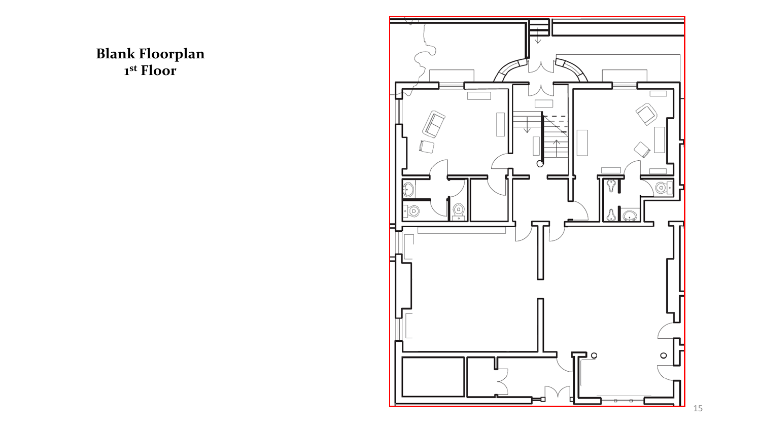# Blank Floorplan
# 1st Floor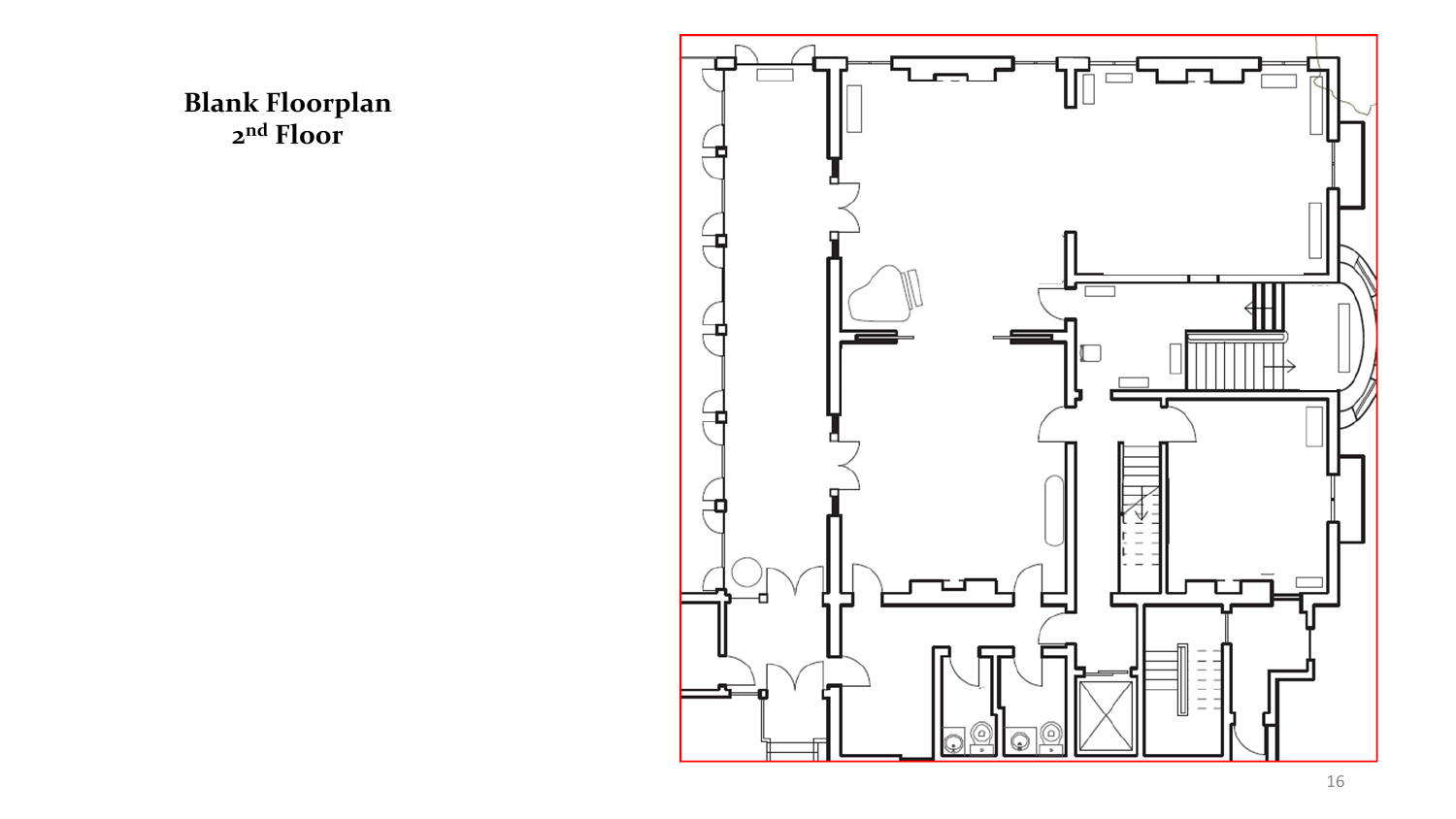# Blank Floorplan
## 2nd Floor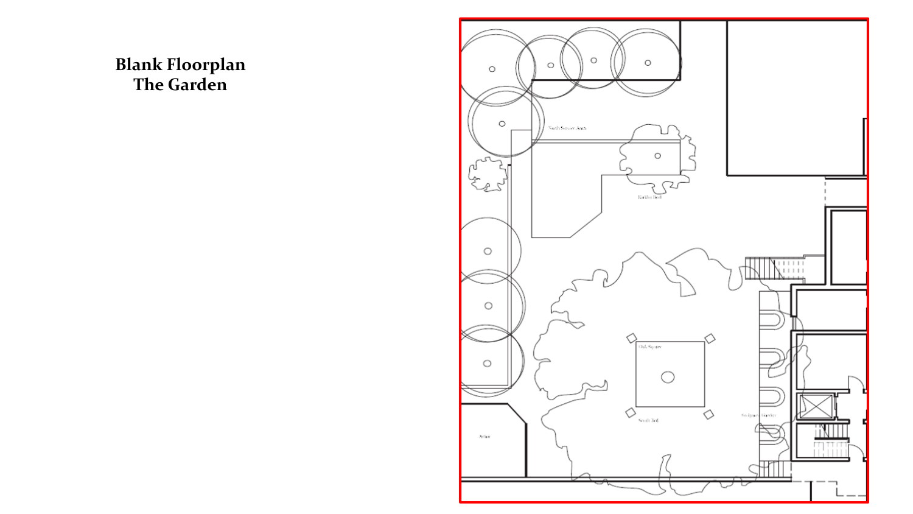**Blank Floorplan**
**The Garden**